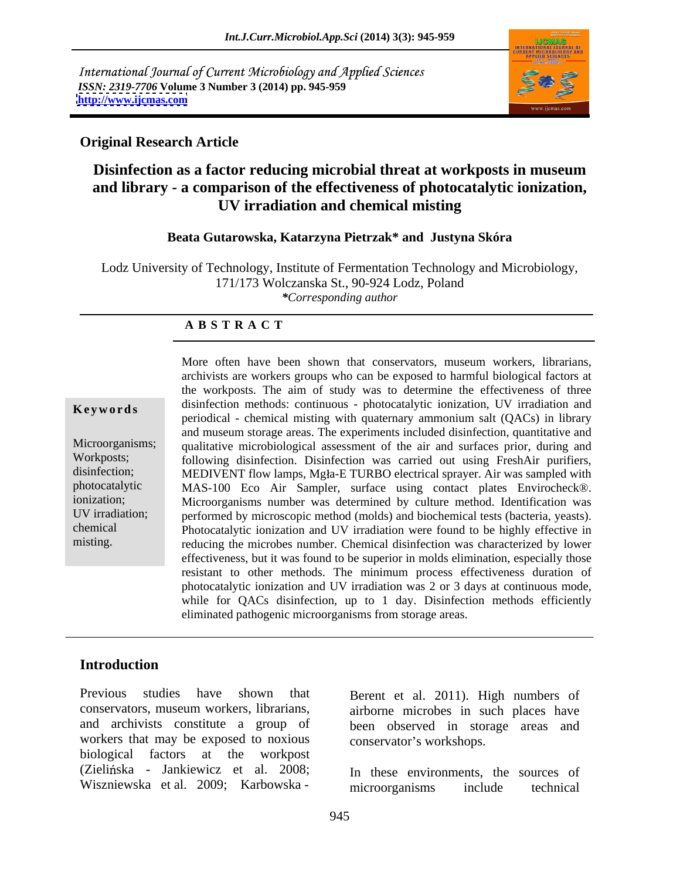International Journal of Current Microbiology and Applied Sciences
*ISSN: 2319-7706* **Volume 3 Number 3 (2014) pp. 945-959**
**http://www.ijcmas.com**

**Original Research Article**

# Disinfection as a factor reducing microbial threat at workposts in museum and library - a comparison of the effectiveness of photocatalytic ionization, UV irradiation and chemical misting

**Beata Gutarowska, Katarzyna Pietrzak* and Justyna Skóra**

Lodz University of Technology, Institute of Fermentation Technology and Microbiology, 171/173 Wolczanska St., 90-924 Lodz, Poland
**Corresponding author*

## ABSTRACT

**Keywords**

Microorganisms; Workposts; disinfection; photocatalytic ionization; UV irradiation; chemical misting.

More often have been shown that conservators, museum workers, librarians, archivists are workers groups who can be exposed to harmful biological factors at the workposts. The aim of study was to determine the effectiveness of three disinfection methods: continuous - photocatalytic ionization, UV irradiation and periodical - chemical misting with quaternary ammonium salt (QACs) in library and museum storage areas. The experiments included disinfection, quantitative and qualitative microbiological assessment of the air and surfaces prior, during and following disinfection. Disinfection was carried out using FreshAir purifiers, MEDIVENT flow lamps, Mgła-E TURBO electrical sprayer. Air was sampled with MAS-100 Eco Air Sampler, surface using contact plates Envirocheck®. Microorganisms number was determined by culture method. Identification was performed by microscopic method (molds) and biochemical tests (bacteria, yeasts). Photocatalytic ionization and UV irradiation were found to be highly effective in reducing the microbes number. Chemical disinfection was characterized by lower effectiveness, but it was found to be superior in molds elimination, especially those resistant to other methods. The minimum process effectiveness duration of photocatalytic ionization and UV irradiation was 2 or 3 days at continuous mode, while for QACs disinfection, up to 1 day. Disinfection methods efficiently eliminated pathogenic microorganisms from storage areas.

## Introduction

Previous studies have shown that conservators, museum workers, librarians, and archivists constitute a group of workers that may be exposed to noxious biological factors at the workpost (Zielińska - Jankiewicz et al. 2008; Wiszniewska et al. 2009; Karbowska - Berent et al. 2011). High numbers of airborne microbes in such places have been observed in storage areas and conservator's workshops.

In these environments, the sources of microorganisms include technical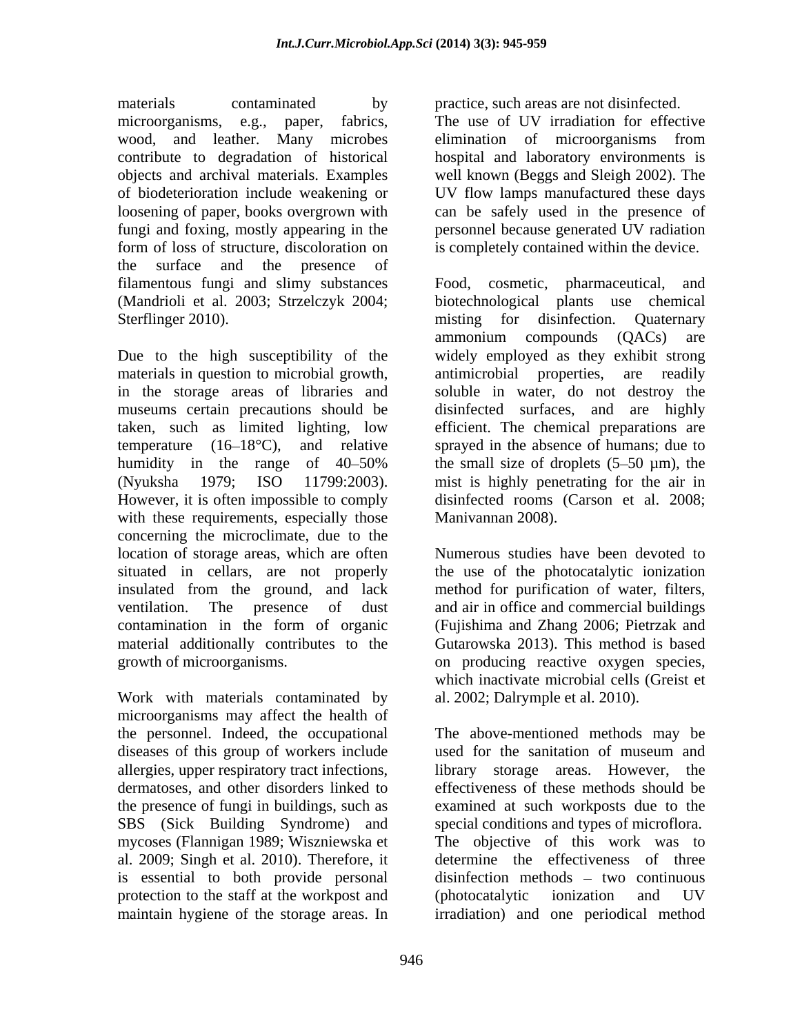materials contaminated by microorganisms, e.g., paper, fabrics, wood, and leather. Many microbes contribute to degradation of historical objects and archival materials. Examples of biodeterioration include weakening or loosening of paper, books overgrown with fungi and foxing, mostly appearing in the form of loss of structure, discoloration on the surface and the presence of filamentous fungi and slimy substances (Mandrioli et al. 2003; Strzelczyk 2004; Sterflinger 2010).

Due to the high susceptibility of the materials in question to microbial growth, in the storage areas of libraries and museums certain precautions should be taken, such as limited lighting, low temperature (16–18°C), and relative humidity in the range of 40–50% (Nyuksha 1979; ISO 11799:2003). However, it is often impossible to comply with these requirements, especially those concerning the microclimate, due to the location of storage areas, which are often situated in cellars, are not properly insulated from the ground, and lack ventilation. The presence of dust contamination in the form of organic material additionally contributes to the growth of microorganisms.

Work with materials contaminated by microorganisms may affect the health of the personnel. Indeed, the occupational diseases of this group of workers include allergies, upper respiratory tract infections, dermatoses, and other disorders linked to the presence of fungi in buildings, such as SBS (Sick Building Syndrome) and mycoses (Flannigan 1989; Wiszniewska et al. 2009; Singh et al. 2010). Therefore, it is essential to both provide personal protection to the staff at the workpost and maintain hygiene of the storage areas. In practice, such areas are not disinfected. The use of UV irradiation for effective elimination of microorganisms from hospital and laboratory environments is well known (Beggs and Sleigh 2002). The UV flow lamps manufactured these days can be safely used in the presence of personnel because generated UV radiation is completely contained within the device.

Food, cosmetic, pharmaceutical, and biotechnological plants use chemical misting for disinfection. Quaternary ammonium compounds (QACs) are widely employed as they exhibit strong antimicrobial properties, are readily soluble in water, do not destroy the disinfected surfaces, and are highly efficient. The chemical preparations are sprayed in the absence of humans; due to the small size of droplets (5–50 µm), the mist is highly penetrating for the air in disinfected rooms (Carson et al. 2008; Manivannan 2008).

Numerous studies have been devoted to the use of the photocatalytic ionization method for purification of water, filters, and air in office and commercial buildings (Fujishima and Zhang 2006; Pietrzak and Gutarowska 2013). This method is based on producing reactive oxygen species, which inactivate microbial cells (Greist et al. 2002; Dalrymple et al. 2010).

The above-mentioned methods may be used for the sanitation of museum and library storage areas. However, the effectiveness of these methods should be examined at such workposts due to the special conditions and types of microflora. The objective of this work was to determine the effectiveness of three disinfection methods – two continuous (photocatalytic ionization and UV irradiation) and one periodical method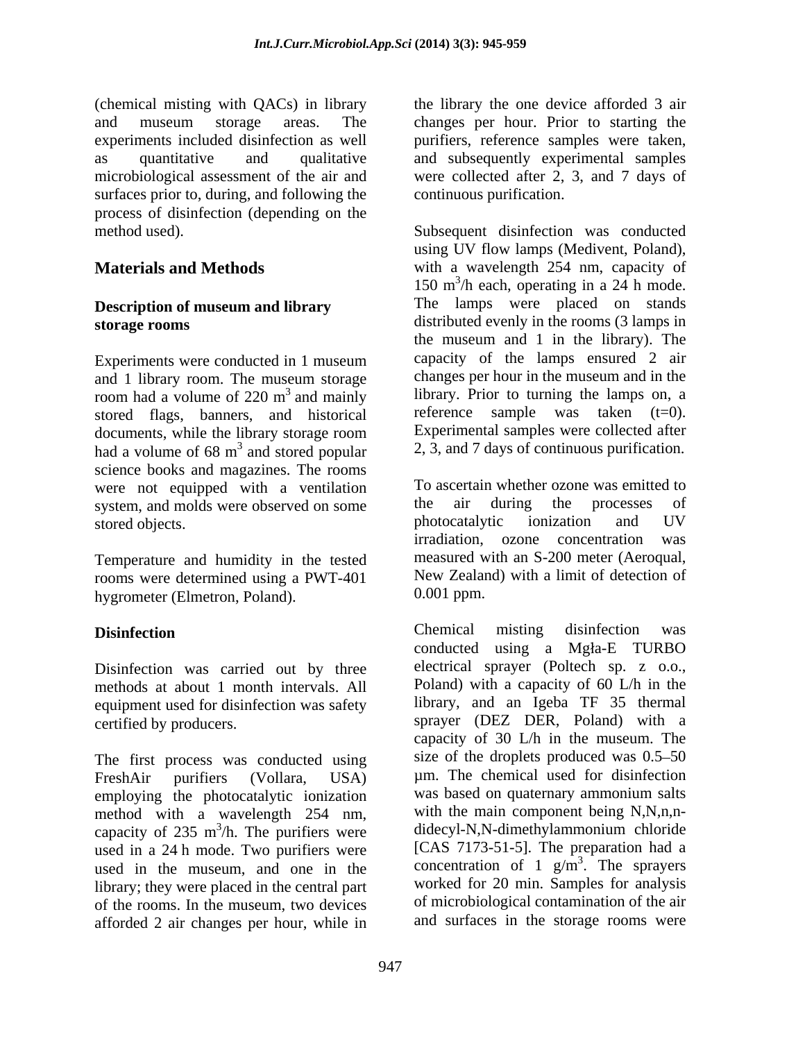(chemical misting with QACs) in library and museum storage areas. The experiments included disinfection as well as quantitative and qualitative microbiological assessment of the air and surfaces prior to, during, and following the process of disinfection (depending on the method used).

## Materials and Methods

### Description of museum and library storage rooms

Experiments were conducted in 1 museum and 1 library room. The museum storage room had a volume of 220 $m^3$ and mainly stored flags, banners, and historical documents, while the library storage room had a volume of 68 $m^3$ and stored popular science books and magazines. The rooms were not equipped with a ventilation system, and molds were observed on some stored objects.

Temperature and humidity in the tested rooms were determined using a PWT-401 hygrometer (Elmetron, Poland).

### Disinfection

Disinfection was carried out by three methods at about 1 month intervals. All equipment used for disinfection was safety certified by producers.

The first process was conducted using FreshAir purifiers (Vollara, USA) employing the photocatalytic ionization method with a wavelength 254 nm, capacity of 235 $m^3$/h. The purifiers were used in a 24 h mode. Two purifiers were used in the museum, and one in the library; they were placed in the central part of the rooms. In the museum, two devices afforded 2 air changes per hour, while in the library the one device afforded 3 air changes per hour. Prior to starting the purifiers, reference samples were taken, and subsequently experimental samples were collected after 2, 3, and 7 days of continuous purification.

Subsequent disinfection was conducted using UV flow lamps (Medivent, Poland), with a wavelength 254 nm, capacity of 150 $m^3$/h each, operating in a 24 h mode. The lamps were placed on stands distributed evenly in the rooms (3 lamps in the museum and 1 in the library). The capacity of the lamps ensured 2 air changes per hour in the museum and in the library. Prior to turning the lamps on, a reference sample was taken (t=0). Experimental samples were collected after 2, 3, and 7 days of continuous purification.

To ascertain whether ozone was emitted to the air during the processes of photocatalytic ionization and UV irradiation, ozone concentration was measured with an S-200 meter (Aeroqual, New Zealand) with a limit of detection of 0.001 ppm.

Chemical misting disinfection was conducted using a Mgła-E TURBO electrical sprayer (Poltech sp. z o.o., Poland) with a capacity of 60 L/h in the library, and an Igeba TF 35 thermal sprayer (DEZ DER, Poland) with a capacity of 30 L/h in the museum. The size of the droplets produced was 0.5–50 µm. The chemical used for disinfection was based on quaternary ammonium salts with the main component being N,N,n,n-didecyl-N,N-dimethylammonium chloride [CAS 7173-51-5]. The preparation had a concentration of 1 $g/m^3$. The sprayers worked for 20 min. Samples for analysis of microbiological contamination of the air and surfaces in the storage rooms were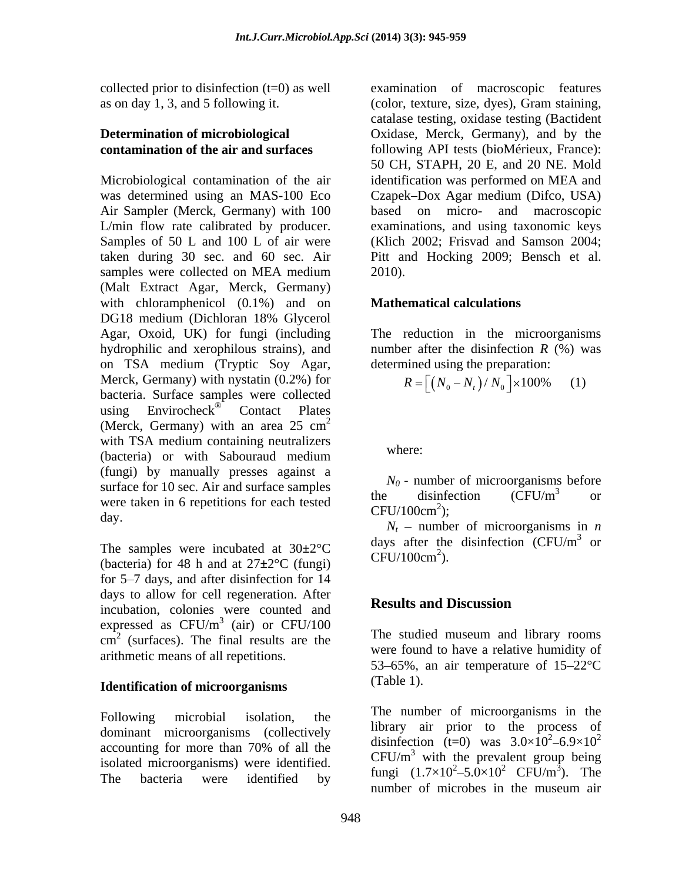collected prior to disinfection (t=0) as well as on day 1, 3, and 5 following it.

### Determination of microbiological contamination of the air and surfaces

Microbiological contamination of the air was determined using an MAS-100 Eco Air Sampler (Merck, Germany) with 100 L/min flow rate calibrated by producer. Samples of 50 L and 100 L of air were taken during 30 sec. and 60 sec. Air samples were collected on MEA medium (Malt Extract Agar, Merck, Germany) with chloramphenicol (0.1%) and on DG18 medium (Dichloran 18% Glycerol Agar, Oxoid, UK) for fungi (including hydrophilic and xerophilous strains), and on TSA medium (Tryptic Soy Agar, Merck, Germany) with nystatin (0.2%) for bacteria. Surface samples were collected using Envirocheck® Contact Plates (Merck, Germany) with an area 25 $cm^2$ with TSA medium containing neutralizers (bacteria) or with Sabouraud medium (fungi) by manually presses against a surface for 10 sec. Air and surface samples were taken in 6 repetitions for each tested day.

The samples were incubated at 30±2°C (bacteria) for 48 h and at 27±2°C (fungi) for 5–7 days, and after disinfection for 14 days to allow for cell regeneration. After incubation, colonies were counted and expressed as CFU/$m^3$ (air) or CFU/100 $cm^2$ (surfaces). The final results are the arithmetic means of all repetitions.

### Identification of microorganisms

Following microbial isolation, the dominant microorganisms (collectively accounting for more than 70% of all the isolated microorganisms) were identified. The bacteria were identified by examination of macroscopic features (color, texture, size, dyes), Gram staining, catalase testing, oxidase testing (Bactident Oxidase, Merck, Germany), and by the following API tests (bioMérieux, France): 50 CH, STAPH, 20 E, and 20 NE. Mold identification was performed on MEA and Czapek–Dox Agar medium (Difco, USA) based on micro- and macroscopic examinations, and using taxonomic keys (Klich 2002; Frisvad and Samson 2004; Pitt and Hocking 2009; Bensch et al. 2010).

### Mathematical calculations

The reduction in the microorganisms number after the disinfection *R* (%) was determined using the preparation:

$$R = \left[ \left( N_0 - N_t \right) / N_0 \right] \times 100\% \quad (1)$$

where:

$N_0$ - number of microorganisms before the disinfection (CFU/$m^3$ or CFU/100$cm^2$);

$N_t$ – number of microorganisms in *n* days after the disinfection (CFU/$m^3$ or CFU/100$cm^2$).

## Results and Discussion

The studied museum and library rooms were found to have a relative humidity of 53–65%, an air temperature of 15–22°C (Table 1).

The number of microorganisms in the library air prior to the process of disinfection (t=0) was $3.0\times10^2$–$6.9\times10^2$ CFU/$m^3$ with the prevalent group being fungi ($1.7\times10^2$–$5.0\times10^2$ CFU/$m^3$). The number of microbes in the museum air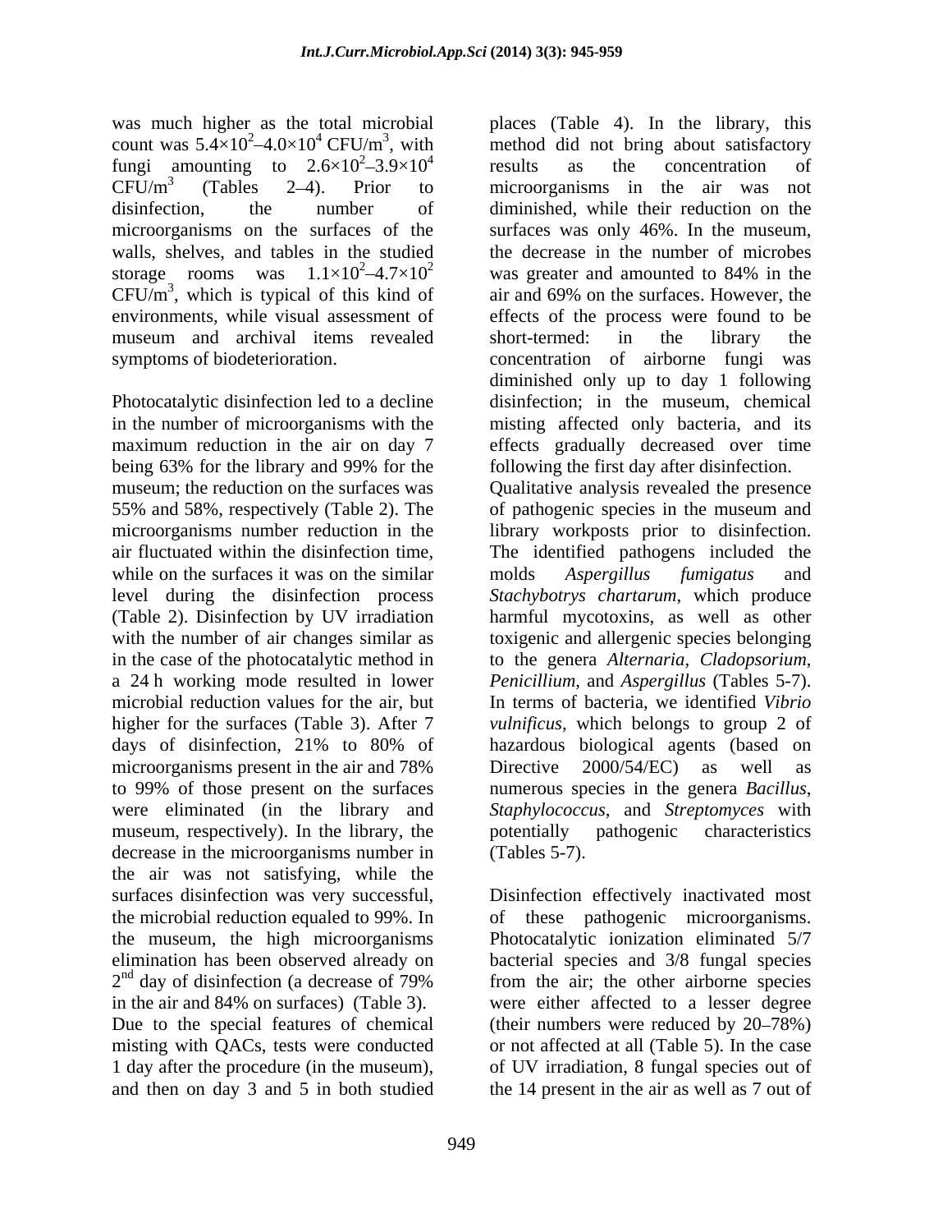was much higher as the total microbial count was $5.4\times10^2$–$4.0\times10^4$ CFU/m$^3$, with fungi amounting to $2.6\times10^2$–$3.9\times10^4$ CFU/m$^3$ (Tables 2–4). Prior to disinfection, the number of microorganisms on the surfaces of the walls, shelves, and tables in the studied storage rooms was $1.1\times10^2$–$4.7\times10^2$ CFU/m$^3$, which is typical of this kind of environments, while visual assessment of museum and archival items revealed symptoms of biodeterioration.

Photocatalytic disinfection led to a decline in the number of microorganisms with the maximum reduction in the air on day 7 being 63% for the library and 99% for the museum; the reduction on the surfaces was 55% and 58%, respectively (Table 2). The microorganisms number reduction in the air fluctuated within the disinfection time, while on the surfaces it was on the similar level during the disinfection process (Table 2). Disinfection by UV irradiation with the number of air changes similar as in the case of the photocatalytic method in a 24 h working mode resulted in lower microbial reduction values for the air, but higher for the surfaces (Table 3). After 7 days of disinfection, 21% to 80% of microorganisms present in the air and 78% to 99% of those present on the surfaces were eliminated (in the library and museum, respectively). In the library, the decrease in the microorganisms number in the air was not satisfying, while the surfaces disinfection was very successful, the microbial reduction equaled to 99%. In the museum, the high microorganisms elimination has been observed already on 2$^{nd}$ day of disinfection (a decrease of 79% in the air and 84% on surfaces) (Table 3). Due to the special features of chemical misting with QACs, tests were conducted 1 day after the procedure (in the museum), and then on day 3 and 5 in both studied places (Table 4). In the library, this method did not bring about satisfactory results as the concentration of microorganisms in the air was not diminished, while their reduction on the surfaces was only 46%. In the museum, the decrease in the number of microbes was greater and amounted to 84% in the air and 69% on the surfaces. However, the effects of the process were found to be short-termed: in the library the concentration of airborne fungi was diminished only up to day 1 following disinfection; in the museum, chemical misting affected only bacteria, and its effects gradually decreased over time following the first day after disinfection.

Qualitative analysis revealed the presence of pathogenic species in the museum and library workposts prior to disinfection. The identified pathogens included the molds *Aspergillus fumigatus* and *Stachybotrys chartarum*, which produce harmful mycotoxins, as well as other toxigenic and allergenic species belonging to the genera *Alternaria*, *Cladopsorium*, *Penicillium*, and *Aspergillus* (Tables 5-7). In terms of bacteria, we identified *Vibrio vulnificus*, which belongs to group 2 of hazardous biological agents (based on Directive 2000/54/EC) as well as numerous species in the genera *Bacillus*, *Staphylococcus*, and *Streptomyces* with potentially pathogenic characteristics (Tables 5-7).

Disinfection effectively inactivated most of these pathogenic microorganisms. Photocatalytic ionization eliminated 5/7 bacterial species and 3/8 fungal species from the air; the other airborne species were either affected to a lesser degree (their numbers were reduced by 20–78%) or not affected at all (Table 5). In the case of UV irradiation, 8 fungal species out of the 14 present in the air as well as 7 out of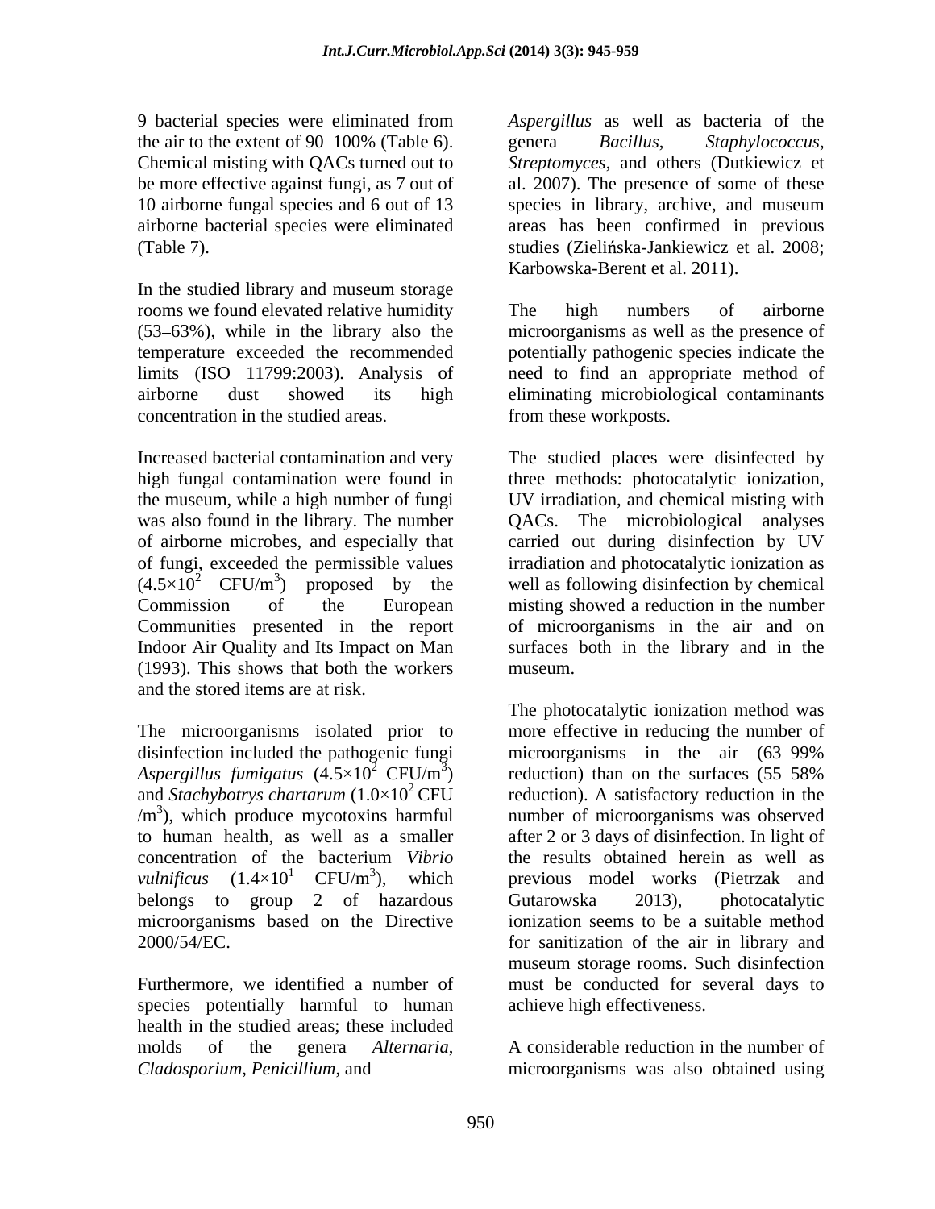9 bacterial species were eliminated from the air to the extent of 90–100% (Table 6). Chemical misting with QACs turned out to be more effective against fungi, as 7 out of 10 airborne fungal species and 6 out of 13 airborne bacterial species were eliminated (Table 7).

In the studied library and museum storage rooms we found elevated relative humidity (53–63%), while in the library also the temperature exceeded the recommended limits (ISO 11799:2003). Analysis of airborne dust showed its high concentration in the studied areas.

Increased bacterial contamination and very high fungal contamination were found in the museum, while a high number of fungi was also found in the library. The number of airborne microbes, and especially that of fungi, exceeded the permissible values ($4.5\times10^2$ CFU/m$^3$) proposed by the Commission of the European Communities presented in the report Indoor Air Quality and Its Impact on Man (1993). This shows that both the workers and the stored items are at risk.

The microorganisms isolated prior to disinfection included the pathogenic fungi *Aspergillus fumigatus* ($4.5\times10^2$ CFU/m$^3$) and *Stachybotrys chartarum* ($1.0\times10^2$ CFU /m$^3$), which produce mycotoxins harmful to human health, as well as a smaller concentration of the bacterium *Vibrio vulnificus* ($1.4\times10^1$ CFU/m$^3$), which belongs to group 2 of hazardous microorganisms based on the Directive 2000/54/EC.

Furthermore, we identified a number of species potentially harmful to human health in the studied areas; these included molds of the genera *Alternaria*, *Cladosporium*, *Penicillium*, and *Aspergillus* as well as bacteria of the genera *Bacillus*, *Staphylococcus*, *Streptomyces*, and others (Dutkiewicz et al. 2007). The presence of some of these species in library, archive, and museum areas has been confirmed in previous studies (Zielińska-Jankiewicz et al. 2008; Karbowska-Berent et al. 2011).

The high numbers of airborne microorganisms as well as the presence of potentially pathogenic species indicate the need to find an appropriate method of eliminating microbiological contaminants from these workposts.

The studied places were disinfected by three methods: photocatalytic ionization, UV irradiation, and chemical misting with QACs. The microbiological analyses carried out during disinfection by UV irradiation and photocatalytic ionization as well as following disinfection by chemical misting showed a reduction in the number of microorganisms in the air and on surfaces both in the library and in the museum.

The photocatalytic ionization method was more effective in reducing the number of microorganisms in the air (63–99% reduction) than on the surfaces (55–58% reduction). A satisfactory reduction in the number of microorganisms was observed after 2 or 3 days of disinfection. In light of the results obtained herein as well as previous model works (Pietrzak and Gutarowska 2013), photocatalytic ionization seems to be a suitable method for sanitization of the air in library and museum storage rooms. Such disinfection must be conducted for several days to achieve high effectiveness.

A considerable reduction in the number of microorganisms was also obtained using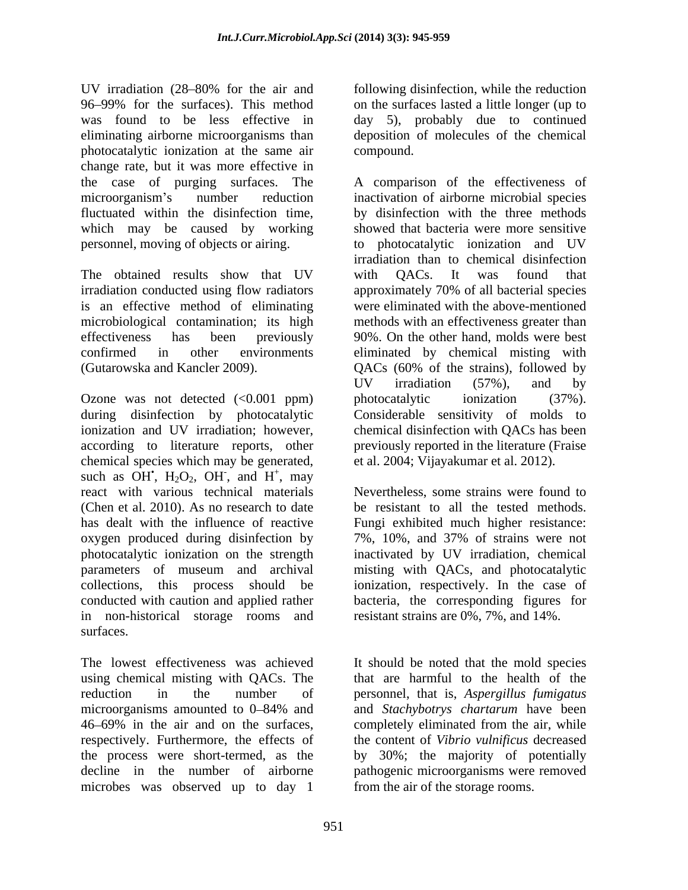UV irradiation (28–80% for the air and 96–99% for the surfaces). This method was found to be less effective in eliminating airborne microorganisms than photocatalytic ionization at the same air change rate, but it was more effective in the case of purging surfaces. The microorganism's number reduction fluctuated within the disinfection time, which may be caused by working personnel, moving of objects or airing.

The obtained results show that UV irradiation conducted using flow radiators is an effective method of eliminating microbiological contamination; its high effectiveness has been previously confirmed in other environments (Gutarowska and Kancler 2009).

Ozone was not detected (<0.001 ppm) during disinfection by photocatalytic ionization and UV irradiation; however, according to literature reports, other chemical species which may be generated, such as $OH^{\bullet}$, $H_2O_2$, $OH^-$, and $H^+$, may react with various technical materials (Chen et al. 2010). As no research to date has dealt with the influence of reactive oxygen produced during disinfection by photocatalytic ionization on the strength parameters of museum and archival collections, this process should be conducted with caution and applied rather in non-historical storage rooms and surfaces.

The lowest effectiveness was achieved using chemical misting with QACs. The reduction in the number of microorganisms amounted to 0–84% and 46–69% in the air and on the surfaces, respectively. Furthermore, the effects of the process were short-termed, as the decline in the number of airborne microbes was observed up to day 1 following disinfection, while the reduction on the surfaces lasted a little longer (up to day 5), probably due to continued deposition of molecules of the chemical compound.

A comparison of the effectiveness of inactivation of airborne microbial species by disinfection with the three methods showed that bacteria were more sensitive to photocatalytic ionization and UV irradiation than to chemical disinfection with QACs. It was found that approximately 70% of all bacterial species were eliminated with the above-mentioned methods with an effectiveness greater than 90%. On the other hand, molds were best eliminated by chemical misting with QACs (60% of the strains), followed by UV irradiation (57%), and by photocatalytic ionization (37%). Considerable sensitivity of molds to chemical disinfection with QACs has been previously reported in the literature (Fraise et al. 2004; Vijayakumar et al. 2012).

Nevertheless, some strains were found to be resistant to all the tested methods. Fungi exhibited much higher resistance: 7%, 10%, and 37% of strains were not inactivated by UV irradiation, chemical misting with QACs, and photocatalytic ionization, respectively. In the case of bacteria, the corresponding figures for resistant strains are 0%, 7%, and 14%.

It should be noted that the mold species that are harmful to the health of the personnel, that is, *Aspergillus fumigatus* and *Stachybotrys chartarum* have been completely eliminated from the air, while the content of *Vibrio vulnificus* decreased by 30%; the majority of potentially pathogenic microorganisms were removed from the air of the storage rooms.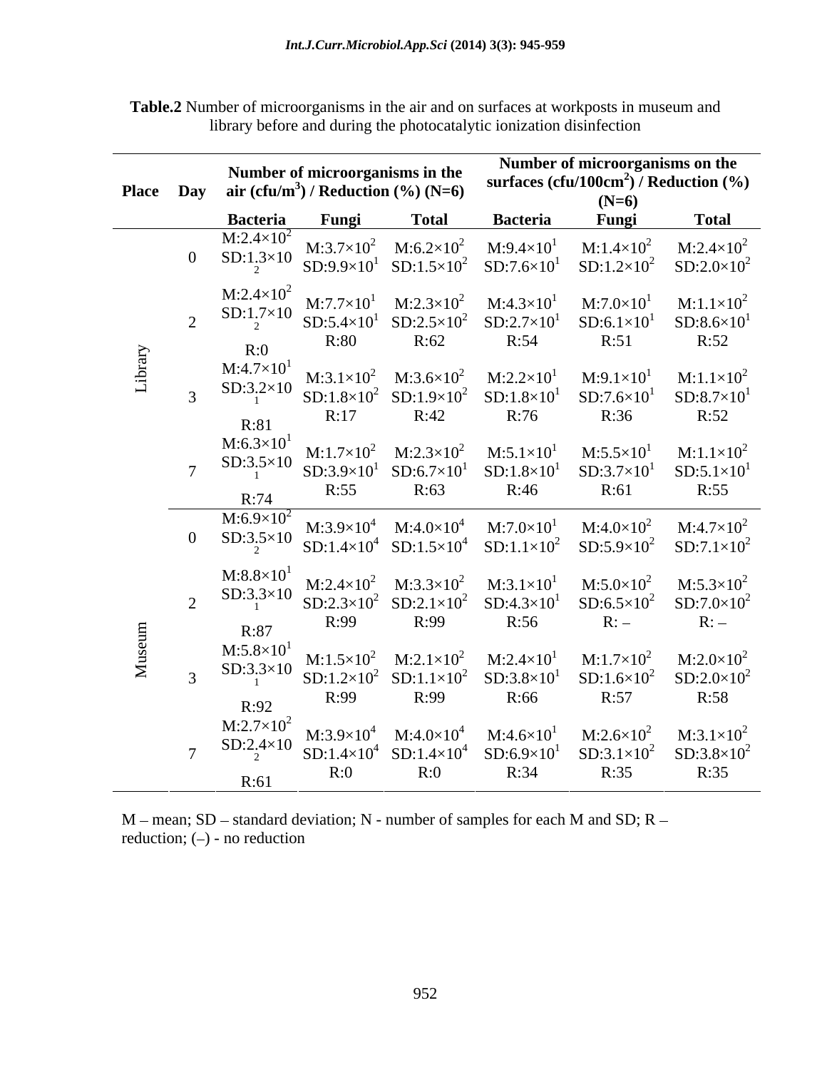**Table.2** Number of microorganisms in the air and on surfaces at workposts in museum and library before and during the photocatalytic ionization disinfection

| Place | Day | Number of microorganisms in the air (cfu/m$^3$) / Reduction (%) (N=6) | | | Number of microorganisms on the surfaces (cfu/100cm$^2$) / Reduction (%) (N=6) | | |
|---|---|---|---|---|---|---|---|
| | | Bacteria | Fungi | Total | Bacteria | Fungi | Total |
| Library | 0 | M:$2.4\times10^2$ SD:$1.3\times10^2$ | M:$3.7\times10^2$ SD:$9.9\times10^1$ | M:$6.2\times10^2$ SD:$1.5\times10^2$ | M:$9.4\times10^1$ SD:$7.6\times10^1$ | M:$1.4\times10^2$ SD:$1.2\times10^2$ | M:$2.4\times10^2$ SD:$2.0\times10^2$ |
| | 2 | M:$2.4\times10^2$ SD:$1.7\times10^2$ R:0 | M:$7.7\times10^1$ SD:$5.4\times10^1$ R:80 | M:$2.3\times10^2$ SD:$2.5\times10^2$ R:62 | M:$4.3\times10^1$ SD:$2.7\times10^1$ R:54 | M:$7.0\times10^1$ SD:$6.1\times10^1$ R:51 | M:$1.1\times10^2$ SD:$8.6\times10^1$ R:52 |
| | 3 | M:$4.7\times10^1$ SD:$3.2\times10^1$ R:81 | M:$3.1\times10^2$ SD:$1.8\times10^2$ R:17 | M:$3.6\times10^2$ SD:$1.9\times10^2$ R:42 | M:$2.2\times10^1$ SD:$1.8\times10^1$ R:76 | M:$9.1\times10^1$ SD:$7.6\times10^1$ R:36 | M:$1.1\times10^2$ SD:$8.7\times10^1$ R:52 |
| | 7 | M:$6.3\times10^1$ SD:$3.5\times10^1$ R:74 | M:$1.7\times10^2$ SD:$3.9\times10^1$ R:55 | M:$2.3\times10^2$ SD:$6.7\times10^1$ R:63 | M:$5.1\times10^1$ SD:$1.8\times10^1$ R:46 | M:$5.5\times10^1$ SD:$3.7\times10^1$ R:61 | M:$1.1\times10^2$ SD:$5.1\times10^1$ R:55 |
| Museum | 0 | M:$6.9\times10^2$ SD:$3.5\times10^2$ | M:$3.9\times10^4$ SD:$1.4\times10^4$ | M:$4.0\times10^4$ SD:$1.5\times10^4$ | M:$7.0\times10^1$ SD:$1.1\times10^2$ | M:$4.0\times10^2$ SD:$5.9\times10^2$ | M:$4.7\times10^2$ SD:$7.1\times10^2$ |
| | 2 | M:$8.8\times10^1$ SD:$3.3\times10^1$ R:87 | M:$2.4\times10^2$ SD:$2.3\times10^2$ R:99 | M:$3.3\times10^2$ SD:$2.1\times10^2$ R:99 | M:$3.1\times10^1$ SD:$4.3\times10^1$ R:56 | M:$5.0\times10^2$ SD:$6.5\times10^2$ R: – | M:$5.3\times10^2$ SD:$7.0\times10^2$ R: – |
| | 3 | M:$5.8\times10^1$ SD:$3.3\times10^1$ R:92 | M:$1.5\times10^2$ SD:$1.2\times10^2$ R:99 | M:$2.1\times10^2$ SD:$1.1\times10^2$ R:99 | M:$2.4\times10^1$ SD:$3.8\times10^1$ R:66 | M:$1.7\times10^2$ SD:$1.6\times10^2$ R:57 | M:$2.0\times10^2$ SD:$2.0\times10^2$ R:58 |
| | 7 | M:$2.7\times10^2$ SD:$2.4\times10^2$ R:61 | M:$3.9\times10^4$ SD:$1.4\times10^4$ R:0 | M:$4.0\times10^4$ SD:$1.4\times10^4$ R:0 | M:$4.6\times10^1$ SD:$6.9\times10^1$ R:34 | M:$2.6\times10^2$ SD:$3.1\times10^2$ R:35 | M:$3.1\times10^2$ SD:$3.8\times10^2$ R:35 |

M – mean; SD – standard deviation; N - number of samples for each M and SD; R – reduction; (–) - no reduction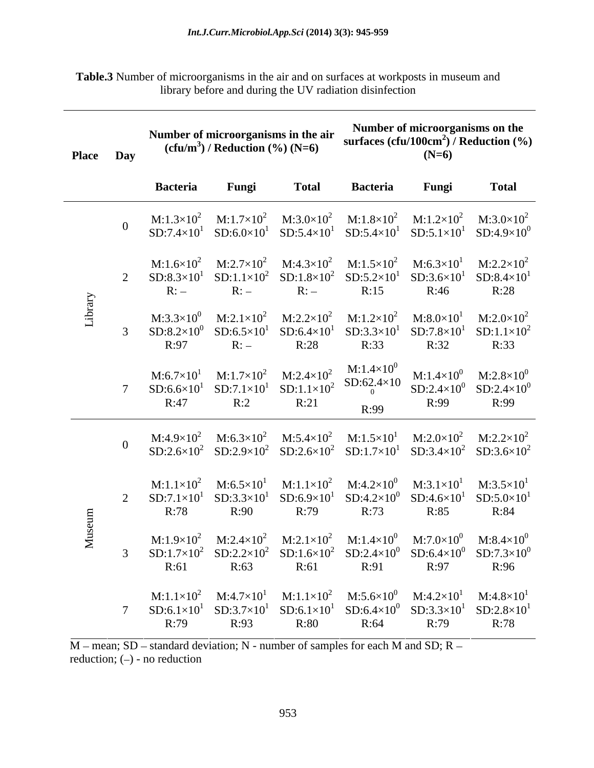**Table.3** Number of microorganisms in the air and on surfaces at workposts in museum and library before and during the UV radiation disinfection

| Place | Day | Number of microorganisms in the air (cfu/m$^3$) / Reduction (%) (N=6) | | | Number of microorganisms on the surfaces (cfu/100cm$^2$) / Reduction (%) (N=6) | | |
|---|---|---|---|---|---|---|---|
| | | Bacteria | Fungi | Total | Bacteria | Fungi | Total |
| Library | 0 | M:$1.3\times10^2$ SD:$7.4\times10^1$ | M:$1.7\times10^2$ SD:$6.0\times10^1$ | M:$3.0\times10^2$ SD:$5.4\times10^1$ | M:$1.8\times10^2$ SD:$5.4\times10^1$ | M:$1.2\times10^2$ SD:$5.1\times10^1$ | M:$3.0\times10^2$ SD:$4.9\times10^0$ |
| | 2 | M:$1.6\times10^2$ SD:$8.3\times10^1$ R:– | M:$2.7\times10^2$ SD:$1.1\times10^2$ R:– | M:$4.3\times10^2$ SD:$1.8\times10^2$ R:– | M:$1.5\times10^2$ SD:$5.2\times10^1$ R:15 | M:$6.3\times10^1$ SD:$3.6\times10^1$ R:46 | M:$2.2\times10^2$ SD:$8.4\times10^1$ R:28 |
| | 3 | M:$3.3\times10^0$ SD:$8.2\times10^0$ R:97 | M:$2.1\times10^2$ SD:$6.5\times10^1$ R:– | M:$2.2\times10^2$ SD:$6.4\times10^1$ R:28 | M:$1.2\times10^2$ SD:$3.3\times10^1$ R:33 | M:$8.0\times10^1$ SD:$7.8\times10^1$ R:32 | M:$2.0\times10^2$ SD:$1.1\times10^2$ R:33 |
| | 7 | M:$6.7\times10^1$ SD:$6.6\times10^1$ R:47 | M:$1.7\times10^2$ SD:$7.1\times10^1$ R:2 | M:$2.4\times10^2$ SD:$1.1\times10^2$ R:21 | M:$1.4\times10^0$ SD:$62.4\times10^0$ R:99 | M:$1.4\times10^0$ SD:$2.4\times10^0$ R:99 | M:$2.8\times10^0$ SD:$2.4\times10^0$ R:99 |
| Museum | 0 | M:$4.9\times10^2$ SD:$2.6\times10^2$ | M:$6.3\times10^2$ SD:$2.9\times10^2$ | M:$5.4\times10^2$ SD:$2.6\times10^2$ | M:$1.5\times10^1$ SD:$1.7\times10^1$ | M:$2.0\times10^2$ SD:$3.4\times10^2$ | M:$2.2\times10^2$ SD:$3.6\times10^2$ |
| | 2 | M:$1.1\times10^2$ SD:$7.1\times10^1$ R:78 | M:$6.5\times10^1$ SD:$3.3\times10^1$ R:90 | M:$1.1\times10^2$ SD:$6.9\times10^1$ R:79 | M:$4.2\times10^0$ SD:$4.2\times10^0$ R:73 | M:$3.1\times10^1$ SD:$4.6\times10^1$ R:85 | M:$3.5\times10^1$ SD:$5.0\times10^1$ R:84 |
| | 3 | M:$1.9\times10^2$ SD:$1.7\times10^2$ R:61 | M:$2.4\times10^2$ SD:$2.2\times10^2$ R:63 | M:$2.1\times10^2$ SD:$1.6\times10^2$ R:61 | M:$1.4\times10^0$ SD:$2.4\times10^0$ R:91 | M:$7.0\times10^0$ SD:$6.4\times10^0$ R:97 | M:$8.4\times10^0$ SD:$7.3\times10^0$ R:96 |
| | 7 | M:$1.1\times10^2$ SD:$6.1\times10^1$ R:79 | M:$4.7\times10^1$ SD:$3.7\times10^1$ R:93 | M:$1.1\times10^2$ SD:$6.1\times10^1$ R:80 | M:$5.6\times10^0$ SD:$6.4\times10^0$ R:64 | M:$4.2\times10^1$ SD:$3.3\times10^1$ R:79 | M:$4.8\times10^1$ SD:$2.8\times10^1$ R:78 |

M – mean; SD – standard deviation; N - number of samples for each M and SD; R – reduction; (–) - no reduction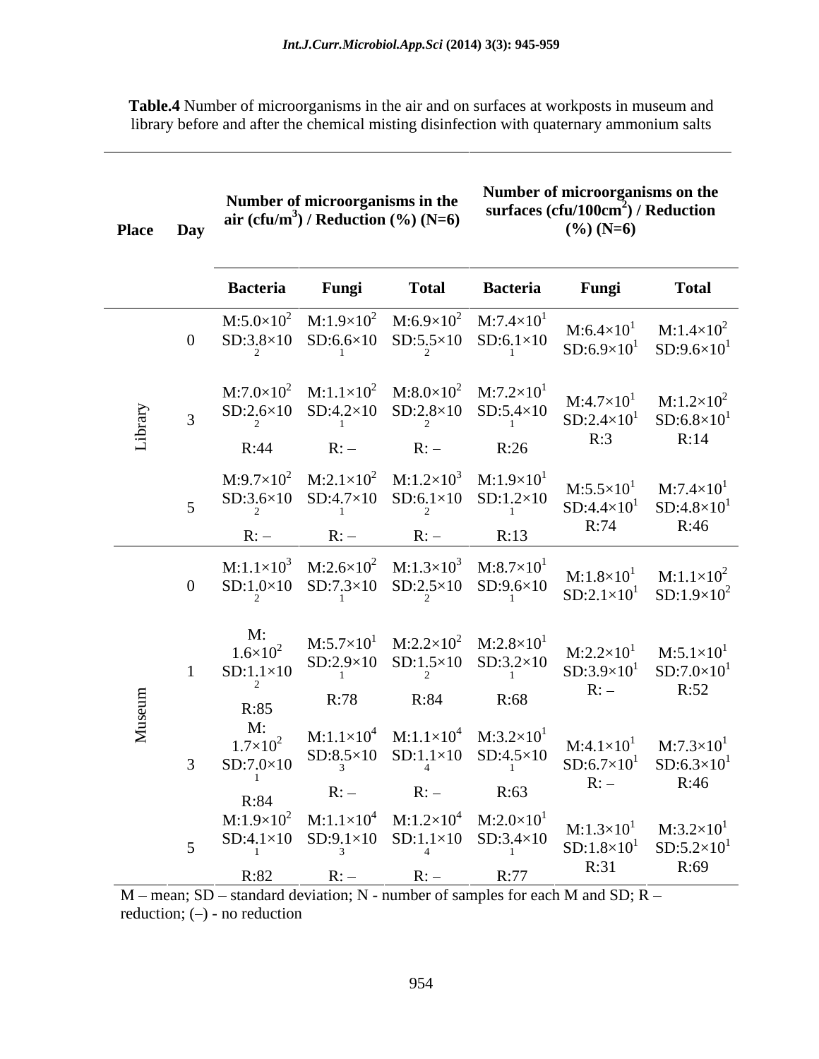**Table.4** Number of microorganisms in the air and on surfaces at workposts in museum and library before and after the chemical misting disinfection with quaternary ammonium salts

| Place | Day | Number of microorganisms in the air (cfu/m$^3$) / Reduction (%) (N=6) | | | Number of microorganisms on the surfaces (cfu/100cm$^2$) / Reduction (%) (N=6) | | |
|---|---|---|---|---|---|---|---|
| | | Bacteria | Fungi | Total | Bacteria | Fungi | Total |
| Library | 0 | M:$5.0\times10^2$ SD:$3.8\times10^2$ | M:$1.9\times10^2$ SD:$6.6\times10^1$ | M:$6.9\times10^2$ SD:$5.5\times10^2$ | M:$7.4\times10^1$ SD:$6.1\times10^1$ | M:$6.4\times10^1$ SD:$6.9\times10^1$ | M:$1.4\times10^2$ SD:$9.6\times10^1$ |
| | 3 | M:$7.0\times10^2$ SD:$2.6\times10^2$ R:44 | M:$1.1\times10^2$ SD:$4.2\times10^1$ R: – | M:$8.0\times10^2$ SD:$2.8\times10^2$ R: – | M:$7.2\times10^1$ SD:$5.4\times10^1$ R:26 | M:$4.7\times10^1$ SD:$2.4\times10^1$ R:3 | M:$1.2\times10^2$ SD:$6.8\times10^1$ R:14 |
| | 5 | M:$9.7\times10^2$ SD:$3.6\times10^2$ R: – | M:$2.1\times10^2$ SD:$4.7\times10^1$ R: – | M:$1.2\times10^3$ SD:$6.1\times10^2$ R: – | M:$1.9\times10^1$ SD:$1.2\times10^1$ R:13 | M:$5.5\times10^1$ SD:$4.4\times10^1$ R:74 | M:$7.4\times10^1$ SD:$4.8\times10^1$ R:46 |
| Museum | 0 | M:$1.1\times10^3$ SD:$1.0\times10^2$ | M:$2.6\times10^2$ SD:$7.3\times10^1$ | M:$1.3\times10^3$ SD:$2.5\times10^2$ | M:$8.7\times10^1$ SD:$9.6\times10^1$ | M:$1.8\times10^1$ SD:$2.1\times10^1$ | M:$1.1\times10^2$ SD:$1.9\times10^2$ |
| | 1 | M: $1.6\times10^2$ SD:$1.1\times10^2$ R:85 | M:$5.7\times10^1$ SD:$2.9\times10^1$ R:78 | M:$2.2\times10^2$ SD:$1.5\times10^2$ R:84 | M:$2.8\times10^1$ SD:$3.2\times10^1$ R:68 | M:$2.2\times10^1$ SD:$3.9\times10^1$ R: – | M:$5.1\times10^1$ SD:$7.0\times10^1$ R:52 |
| | 3 | M: $1.7\times10^2$ SD:$7.0\times10^1$ R:84 | M:$1.1\times10^4$ SD:$8.5\times10^3$ R: – | M:$1.1\times10^4$ SD:$1.1\times10^4$ R: – | M:$3.2\times10^1$ SD:$4.5\times10^1$ R:63 | M:$4.1\times10^1$ SD:$6.7\times10^1$ R: – | M:$7.3\times10^1$ SD:$6.3\times10^1$ R:46 |
| | 5 | M:$1.9\times10^2$ SD:$4.1\times10^1$ R:82 | M:$1.1\times10^4$ SD:$9.1\times10^3$ R: – | M:$1.2\times10^4$ SD:$1.1\times10^4$ R: – | M:$2.0\times10^1$ SD:$3.4\times10^1$ R:77 | M:$1.3\times10^1$ SD:$1.8\times10^1$ R:31 | M:$3.2\times10^1$ SD:$5.2\times10^1$ R:69 |

M – mean; SD – standard deviation; N - number of samples for each M and SD; R – reduction; (–) - no reduction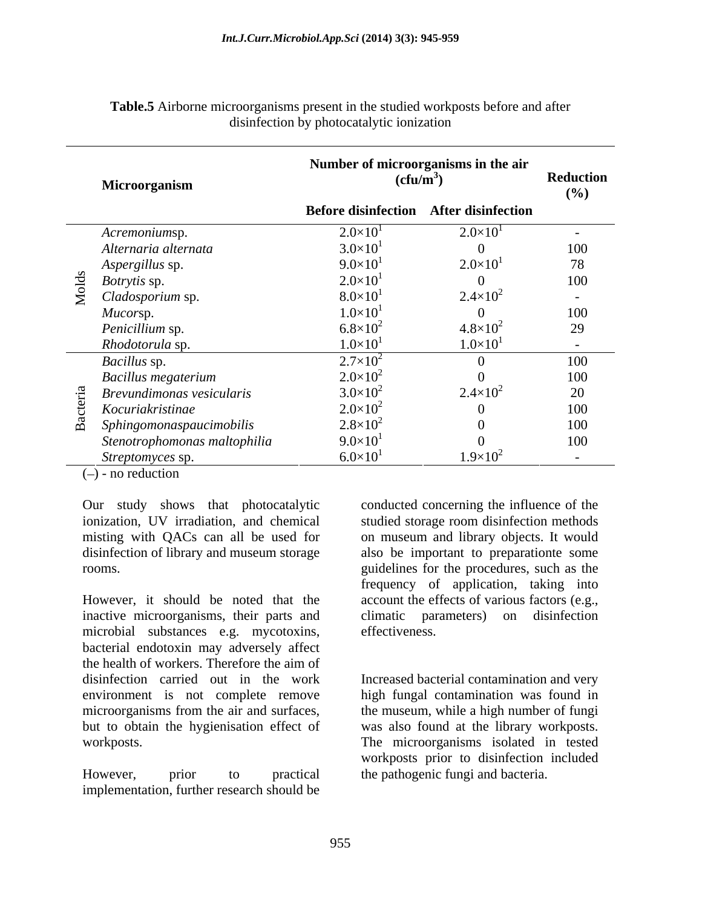**Table.5** Airborne microorganisms present in the studied workposts before and after disinfection by photocatalytic ionization

| | Microorganism | Number of microorganisms in the air ($cfu/m^3$) | | Reduction (%) |
|---|---|---|---|---|
| | | Before disinfection | After disinfection | |
| Molds | *Acremonium*sp. | $2.0{\times}10^1$ | $2.0{\times}10^1$ | - |
| | *Alternaria alternata* | $3.0{\times}10^1$ | 0 | 100 |
| | *Aspergillus* sp. | $9.0{\times}10^1$ | $2.0{\times}10^1$ | 78 |
| | *Botrytis* sp. | $2.0{\times}10^1$ | 0 | 100 |
| | *Cladosporium* sp. | $8.0{\times}10^1$ | $2.4{\times}10^2$ | - |
| | *Mucor*sp. | $1.0{\times}10^1$ | 0 | 100 |
| | *Penicillium* sp. | $6.8{\times}10^2$ | $4.8{\times}10^2$ | 29 |
| | *Rhodotorula* sp. | $1.0{\times}10^1$ | $1.0{\times}10^1$ | - |
| Bacteria | *Bacillus* sp. | $2.7{\times}10^2$ | 0 | 100 |
| | *Bacillus megaterium* | $2.0{\times}10^2$ | 0 | 100 |
| | *Brevundimonas vesicularis* | $3.0{\times}10^2$ | $2.4{\times}10^2$ | 20 |
| | *Kocuriakristinae* | $2.0{\times}10^2$ | 0 | 100 |
| | *Sphingomonaspaucimobilis* | $2.8{\times}10^2$ | 0 | 100 |
| | *Stenotrophomonas maltophilia* | $9.0{\times}10^1$ | 0 | 100 |
| | *Streptomyces* sp. | $6.0{\times}10^1$ | $1.9{\times}10^2$ | - |

(–) - no reduction

Our study shows that photocatalytic ionization, UV irradiation, and chemical misting with QACs can all be used for disinfection of library and museum storage rooms.

However, it should be noted that the inactive microorganisms, their parts and microbial substances e.g. mycotoxins, bacterial endotoxin may adversely affect the health of workers. Therefore the aim of disinfection carried out in the work environment is not complete remove microorganisms from the air and surfaces, but to obtain the hygienisation effect of workposts.

However, prior to practical implementation, further research should be conducted concerning the influence of the studied storage room disinfection methods on museum and library objects. It would also be important to preparationte some guidelines for the procedures, such as the frequency of application, taking into account the effects of various factors (e.g., climatic parameters) on disinfection effectiveness.

Increased bacterial contamination and very high fungal contamination was found in the museum, while a high number of fungi was also found at the library workposts. The microorganisms isolated in tested workposts prior to disinfection included the pathogenic fungi and bacteria.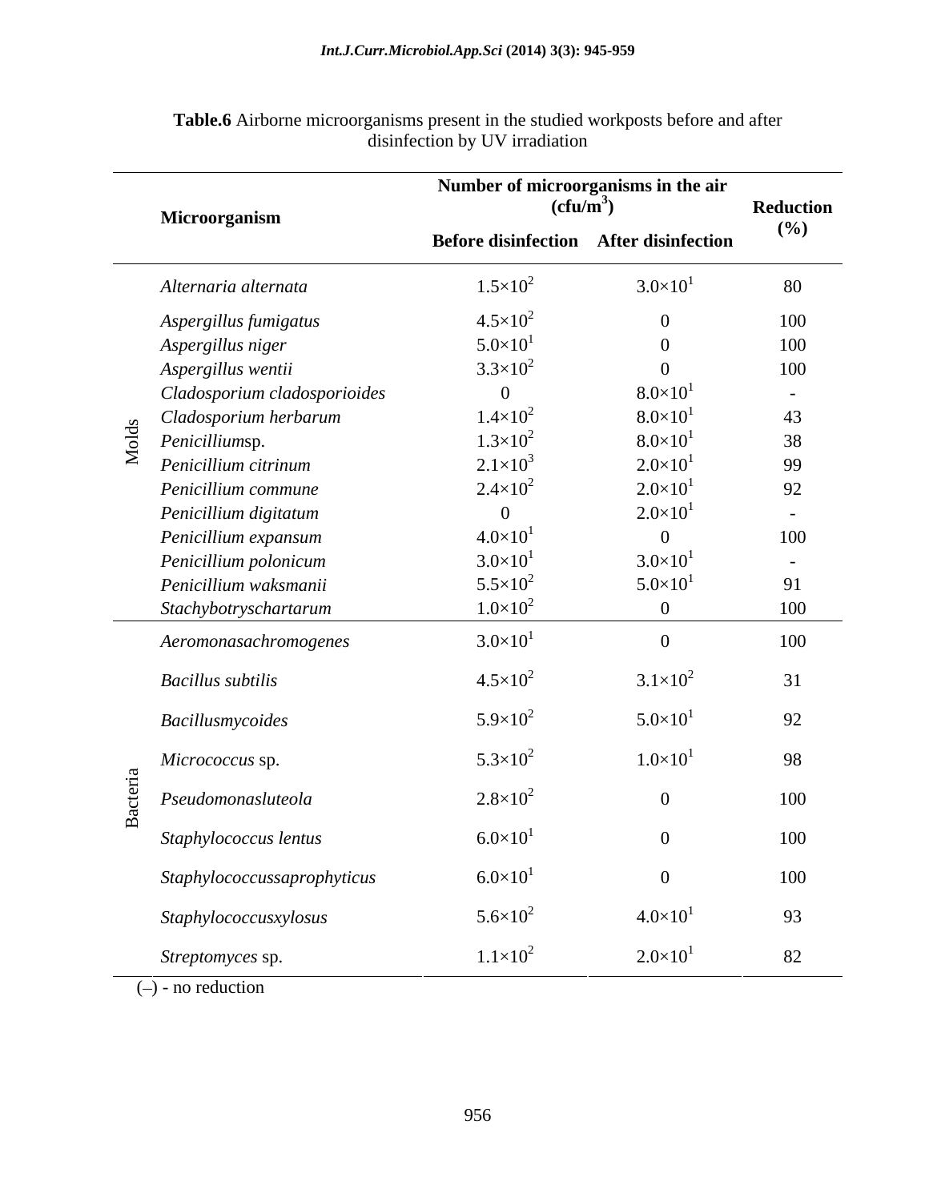**Table.6** Airborne microorganisms present in the studied workposts before and after disinfection by UV irradiation

| | Microorganism | Number of microorganisms in the air ($cfu/m^3$) | | Reduction (%) |
|---|---|---|---|---|
| | | Before disinfection | After disinfection | |
| Molds | *Alternaria alternata* | $1.5\times10^2$ | $3.0\times10^1$ | 80 |
| | *Aspergillus fumigatus* | $4.5\times10^2$ | 0 | 100 |
| | *Aspergillus niger* | $5.0\times10^1$ | 0 | 100 |
| | *Aspergillus wentii* | $3.3\times10^2$ | 0 | 100 |
| | *Cladosporium cladosporioides* | 0 | $8.0\times10^1$ | - |
| | *Cladosporium herbarum* | $1.4\times10^2$ | $8.0\times10^1$ | 43 |
| | *Penicillium*sp. | $1.3\times10^2$ | $8.0\times10^1$ | 38 |
| | *Penicillium citrinum* | $2.1\times10^3$ | $2.0\times10^1$ | 99 |
| | *Penicillium commune* | $2.4\times10^2$ | $2.0\times10^1$ | 92 |
| | *Penicillium digitatum* | 0 | $2.0\times10^1$ | - |
| | *Penicillium expansum* | $4.0\times10^1$ | 0 | 100 |
| | *Penicillium polonicum* | $3.0\times10^1$ | $3.0\times10^1$ | - |
| | *Penicillium waksmanii* | $5.5\times10^2$ | $5.0\times10^1$ | 91 |
| | *Stachybotryschartarum* | $1.0\times10^2$ | 0 | 100 |
| Bacteria | *Aeromonasachromogenes* | $3.0\times10^1$ | 0 | 100 |
| | *Bacillus subtilis* | $4.5\times10^2$ | $3.1\times10^2$ | 31 |
| | *Bacillusmycoides* | $5.9\times10^2$ | $5.0\times10^1$ | 92 |
| | *Micrococcus* sp. | $5.3\times10^2$ | $1.0\times10^1$ | 98 |
| | *Pseudomonasluteola* | $2.8\times10^2$ | 0 | 100 |
| | *Staphylococcus lentus* | $6.0\times10^1$ | 0 | 100 |
| | *Staphylococcussaprophyticus* | $6.0\times10^1$ | 0 | 100 |
| | *Staphylococcusxylosus* | $5.6\times10^2$ | $4.0\times10^1$ | 93 |
| | *Streptomyces* sp. | $1.1\times10^2$ | $2.0\times10^1$ | 82 |

(–) - no reduction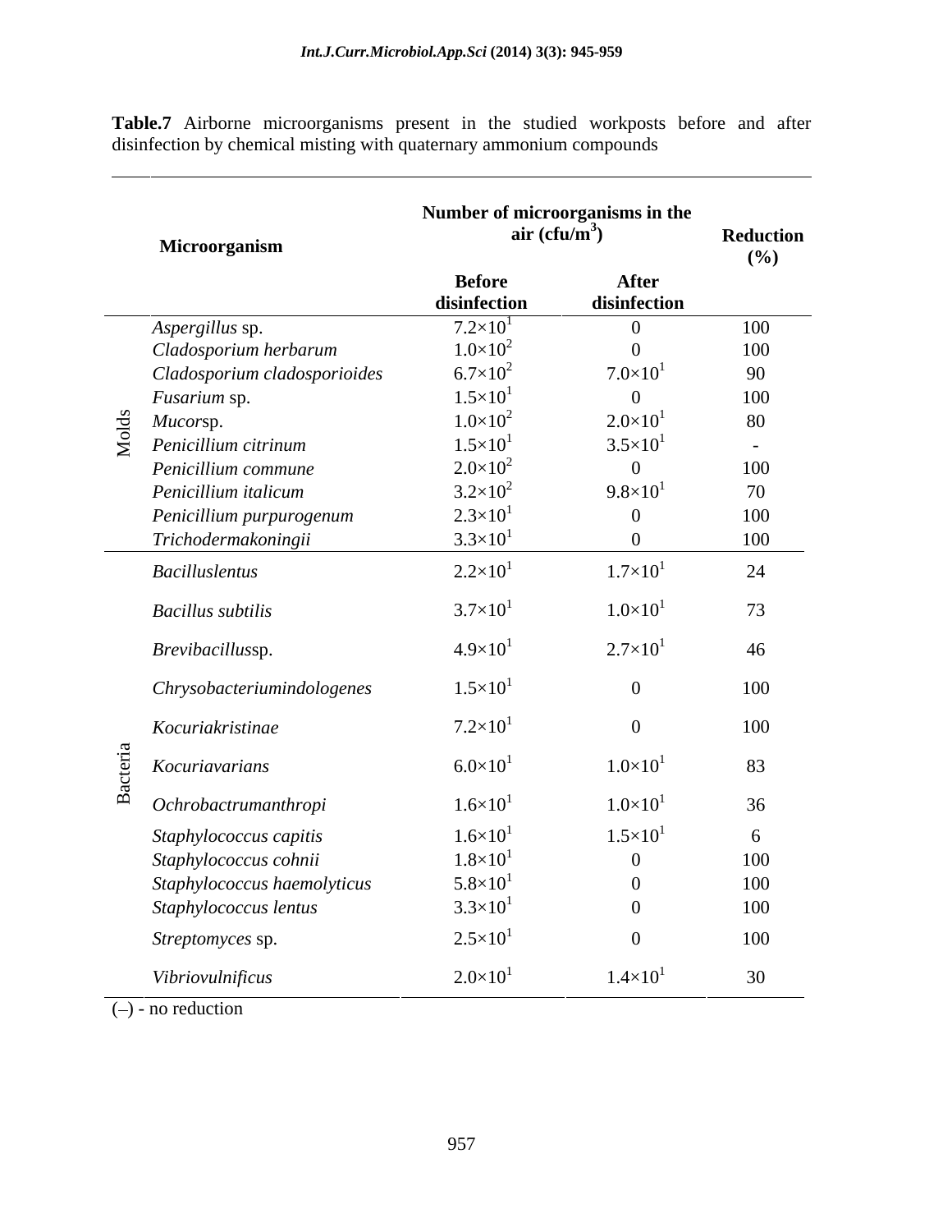**Table.7** Airborne microorganisms present in the studied workposts before and after disinfection by chemical misting with quaternary ammonium compounds

| | Microorganism | Number of microorganisms in the air (cfu/m$^3$) | | Reduction (%) |
|---|---|---|---|---|
| | | Before disinfection | After disinfection | |
| Molds | *Aspergillus* sp. | $7.2\times10^1$ | 0 | 100 |
| | *Cladosporium herbarum* | $1.0\times10^2$ | 0 | 100 |
| | *Cladosporium cladosporioides* | $6.7\times10^2$ | $7.0\times10^1$ | 90 |
| | *Fusarium* sp. | $1.5\times10^1$ | 0 | 100 |
| | *Mucor*sp. | $1.0\times10^2$ | $2.0\times10^1$ | 80 |
| | *Penicillium citrinum* | $1.5\times10^1$ | $3.5\times10^1$ | - |
| | *Penicillium commune* | $2.0\times10^2$ | 0 | 100 |
| | *Penicillium italicum* | $3.2\times10^2$ | $9.8\times10^1$ | 70 |
| | *Penicillium purpurogenum* | $2.3\times10^1$ | 0 | 100 |
| | *Trichodermakoningii* | $3.3\times10^1$ | 0 | 100 |
| Bacteria | *Bacilluslentus* | $2.2\times10^1$ | $1.7\times10^1$ | 24 |
| | *Bacillus subtilis* | $3.7\times10^1$ | $1.0\times10^1$ | 73 |
| | *Brevibacillus*sp. | $4.9\times10^1$ | $2.7\times10^1$ | 46 |
| | *Chrysobacteriumindologenes* | $1.5\times10^1$ | 0 | 100 |
| | *Kocuriakristinae* | $7.2\times10^1$ | 0 | 100 |
| | *Kocuriavarians* | $6.0\times10^1$ | $1.0\times10^1$ | 83 |
| | *Ochrobactrumanthropi* | $1.6\times10^1$ | $1.0\times10^1$ | 36 |
| | *Staphylococcus capitis* | $1.6\times10^1$ | $1.5\times10^1$ | 6 |
| | *Staphylococcus cohnii* | $1.8\times10^1$ | 0 | 100 |
| | *Staphylococcus haemolyticus* | $5.8\times10^1$ | 0 | 100 |
| | *Staphylococcus lentus* | $3.3\times10^1$ | 0 | 100 |
| | *Streptomyces* sp. | $2.5\times10^1$ | 0 | 100 |
| | *Vibriovulnificus* | $2.0\times10^1$ | $1.4\times10^1$ | 30 |

(–) - no reduction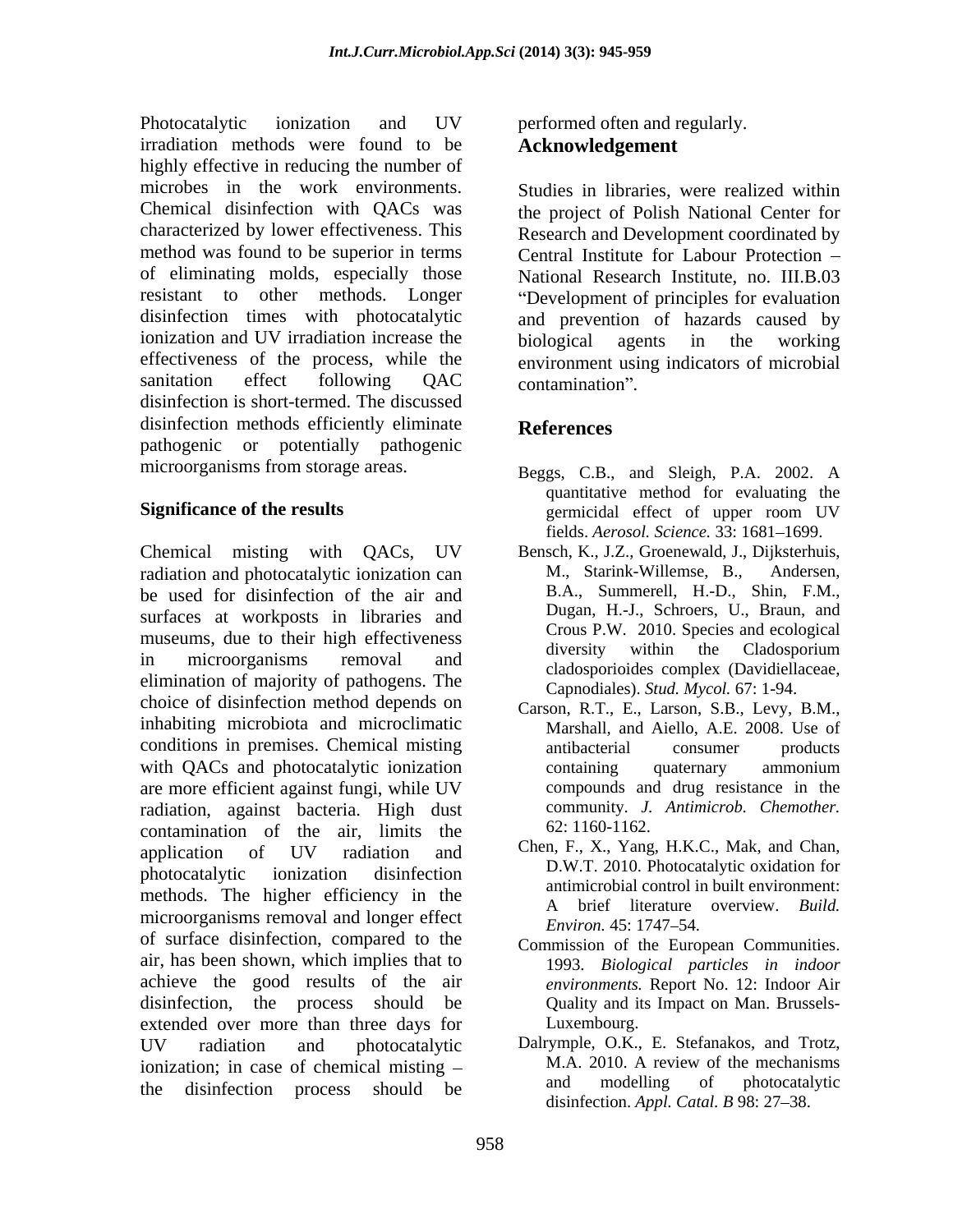Photocatalytic ionization and UV irradiation methods were found to be highly effective in reducing the number of microbes in the work environments. Chemical disinfection with QACs was characterized by lower effectiveness. This method was found to be superior in terms of eliminating molds, especially those resistant to other methods. Longer disinfection times with photocatalytic ionization and UV irradiation increase the effectiveness of the process, while the sanitation effect following QAC disinfection is short-termed. The discussed disinfection methods efficiently eliminate pathogenic or potentially pathogenic microorganisms from storage areas.

**Significance of the results**

Chemical misting with QACs, UV radiation and photocatalytic ionization can be used for disinfection of the air and surfaces at workposts in libraries and museums, due to their high effectiveness in microorganisms removal and elimination of majority of pathogens. The choice of disinfection method depends on inhabiting microbiota and microclimatic conditions in premises. Chemical misting with QACs and photocatalytic ionization are more efficient against fungi, while UV radiation, against bacteria. High dust contamination of the air, limits the application of UV radiation and photocatalytic ionization disinfection methods. The higher efficiency in the microorganisms removal and longer effect of surface disinfection, compared to the air, has been shown, which implies that to achieve the good results of the air disinfection, the process should be extended over more than three days for UV radiation and photocatalytic ionization; in case of chemical misting – the disinfection process should be performed often and regularly.

## Acknowledgement

Studies in libraries, were realized within the project of Polish National Center for Research and Development coordinated by Central Institute for Labour Protection – National Research Institute, no. III.B.03 "Development of principles for evaluation and prevention of hazards caused by biological agents in the working environment using indicators of microbial contamination".

## References

Beggs, C.B., and Sleigh, P.A. 2002. A quantitative method for evaluating the germicidal effect of upper room UV fields. *Aerosol. Science.* 33: 1681–1699.

Bensch, K., J.Z., Groenewald, J., Dijksterhuis, M., Starink-Willemse, B., Andersen, B.A., Summerell, H.-D., Shin, F.M., Dugan, H.-J., Schroers, U., Braun, and Crous P.W. 2010. Species and ecological diversity within the Cladosporium cladosporioides complex (Davidiellaceae, Capnodiales). *Stud. Mycol.* 67: 1-94.

Carson, R.T., E., Larson, S.B., Levy, B.M., Marshall, and Aiello, A.E. 2008. Use of antibacterial consumer products containing quaternary ammonium compounds and drug resistance in the community. *J. Antimicrob. Chemother.* 62: 1160-1162.

Chen, F., X., Yang, H.K.C., Mak, and Chan, D.W.T. 2010. Photocatalytic oxidation for antimicrobial control in built environment: A brief literature overview. *Build. Environ.* 45: 1747–54.

Commission of the European Communities. 1993. *Biological particles in indoor environments.* Report No. 12: Indoor Air Quality and its Impact on Man. Brussels-Luxembourg.

Dalrymple, O.K., E. Stefanakos, and Trotz, M.A. 2010. A review of the mechanisms and modelling of photocatalytic disinfection. *Appl. Catal. B* 98: 27–38.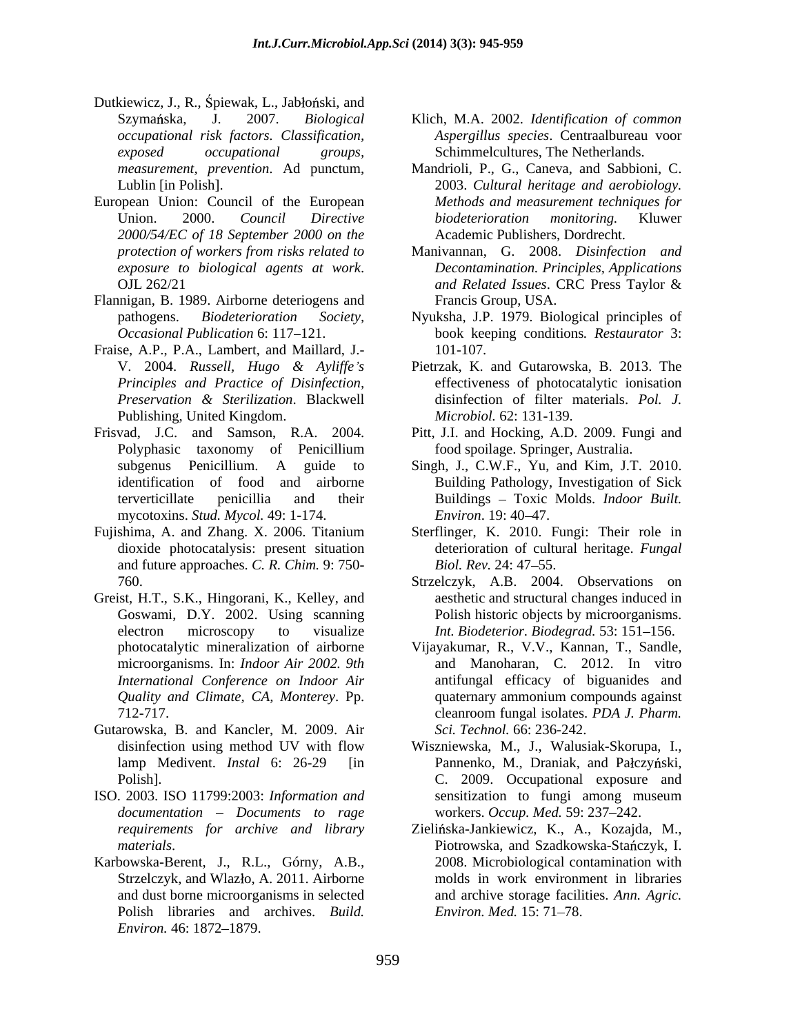Dutkiewicz, J., R., Śpiewak, L., Jabłoński, and Szymańska, J. 2007. *Biological occupational risk factors. Classification, exposed occupational groups, measurement, prevention*. Ad punctum, Lublin [in Polish].

European Union: Council of the European Union. 2000. *Council Directive 2000/54/EC of 18 September 2000 on the protection of workers from risks related to exposure to biological agents at work*. OJL 262/21

Flannigan, B. 1989. Airborne deteriogens and pathogens. *Biodeterioration Society, Occasional Publication* 6: 117–121.

Fraise, A.P., P.A., Lambert, and Maillard, J.-V. 2004. *Russell, Hugo & Ayliffe's Principles and Practice of Disinfection, Preservation & Sterilization*. Blackwell Publishing, United Kingdom.

Frisvad, J.C. and Samson, R.A. 2004. Polyphasic taxonomy of Penicillium subgenus Penicillium. A guide to identification of food and airborne terverticillate penicillia and their mycotoxins. *Stud. Mycol.* 49: 1-174.

Fujishima, A. and Zhang. X. 2006. Titanium dioxide photocatalysis: present situation and future approaches. *C. R. Chim.* 9: 750-760.

Greist, H.T., S.K., Hingorani, K., Kelley, and Goswami, D.Y. 2002. Using scanning electron microscopy to visualize photocatalytic mineralization of airborne microorganisms. In: *Indoor Air 2002. 9th International Conference on Indoor Air Quality and Climate, CA, Monterey*. Pp. 712-717.

Gutarowska, B. and Kancler, M. 2009. Air disinfection using method UV with flow lamp Medivent. *Instal* 6: 26-29 [in Polish].

ISO. 2003. ISO 11799:2003: *Information and documentation – Documents to rage requirements for archive and library materials*.

Karbowska-Berent, J., R.L., Górny, A.B., Strzelczyk, and Wlazło, A. 2011. Airborne and dust borne microorganisms in selected Polish libraries and archives. *Build. Environ.* 46: 1872–1879.

Klich, M.A. 2002. *Identification of common Aspergillus species*. Centraalbureau voor Schimmelcultures, The Netherlands.

Mandrioli, P., G., Caneva, and Sabbioni, C. 2003. *Cultural heritage and aerobiology. Methods and measurement techniques for biodeterioration monitoring.* Kluwer Academic Publishers, Dordrecht.

Manivannan, G. 2008. *Disinfection and Decontamination. Principles, Applications and Related Issues*. CRC Press Taylor & Francis Group, USA.

Nyuksha, J.P. 1979. Biological principles of book keeping conditions*. Restaurator* 3: 101-107.

Pietrzak, K. and Gutarowska, B. 2013. The effectiveness of photocatalytic ionisation disinfection of filter materials. *Pol. J. Microbiol.* 62: 131-139.

Pitt, J.I. and Hocking, A.D. 2009. Fungi and food spoilage. Springer, Australia.

Singh, J., C.W.F., Yu, and Kim, J.T. 2010. Building Pathology, Investigation of Sick Buildings – Toxic Molds. *Indoor Built. Environ*. 19: 40–47.

Sterflinger, K. 2010. Fungi: Their role in deterioration of cultural heritage. *Fungal Biol. Rev.* 24: 47–55.

Strzelczyk, A.B. 2004. Observations on aesthetic and structural changes induced in Polish historic objects by microorganisms. *Int. Biodeterior. Biodegrad.* 53: 151–156.

Vijayakumar, R., V.V., Kannan, T., Sandle, and Manoharan, C. 2012. In vitro antifungal efficacy of biguanides and quaternary ammonium compounds against cleanroom fungal isolates. *PDA J. Pharm. Sci. Technol.* 66: 236-242.

Wiszniewska, M., J., Walusiak-Skorupa, I., Pannenko, M., Draniak, and Pałczyński, C. 2009. Occupational exposure and sensitization to fungi among museum workers. *Occup. Med.* 59: 237–242.

Zielińska-Jankiewicz, K., A., Kozajda, M., Piotrowska, and Szadkowska-Stańczyk, I. 2008. Microbiological contamination with molds in work environment in libraries and archive storage facilities. *Ann. Agric. Environ. Med.* 15: 71–78.